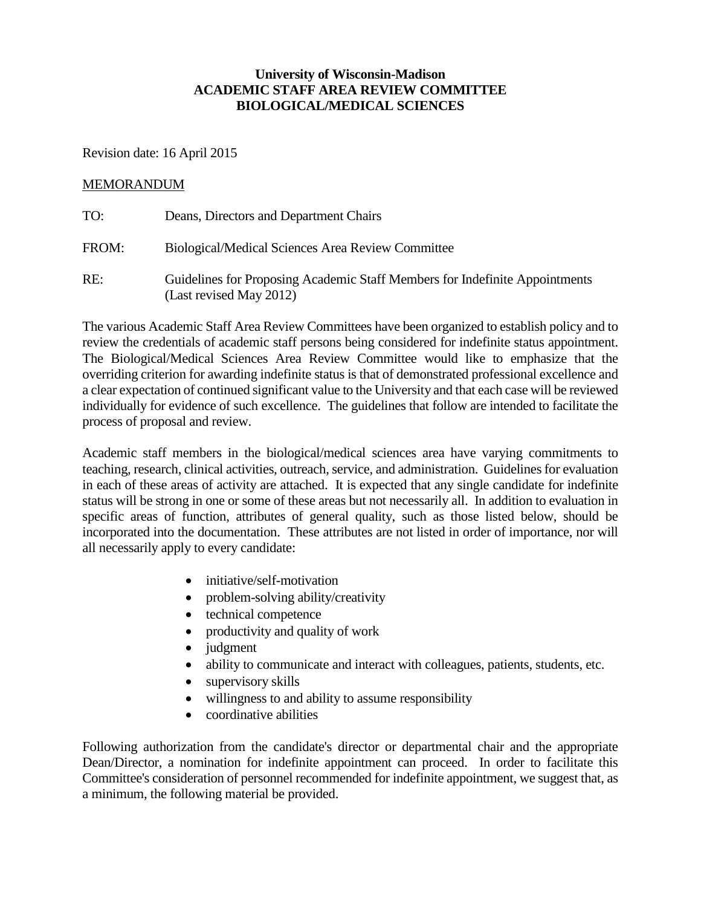**University of Wisconsin-Madison**
**ACADEMIC STAFF AREA REVIEW COMMITTEE**
**BIOLOGICAL/MEDICAL SCIENCES**

Revision date: 16 April 2015

MEMORANDUM

TO: Deans, Directors and Department Chairs

FROM: Biological/Medical Sciences Area Review Committee

RE: Guidelines for Proposing Academic Staff Members for Indefinite Appointments (Last revised May 2012)

The various Academic Staff Area Review Committees have been organized to establish policy and to review the credentials of academic staff persons being considered for indefinite status appointment. The Biological/Medical Sciences Area Review Committee would like to emphasize that the overriding criterion for awarding indefinite status is that of demonstrated professional excellence and a clear expectation of continued significant value to the University and that each case will be reviewed individually for evidence of such excellence. The guidelines that follow are intended to facilitate the process of proposal and review.

Academic staff members in the biological/medical sciences area have varying commitments to teaching, research, clinical activities, outreach, service, and administration. Guidelines for evaluation in each of these areas of activity are attached. It is expected that any single candidate for indefinite status will be strong in one or some of these areas but not necessarily all. In addition to evaluation in specific areas of function, attributes of general quality, such as those listed below, should be incorporated into the documentation. These attributes are not listed in order of importance, nor will all necessarily apply to every candidate:

- initiative/self-motivation
- problem-solving ability/creativity
- technical competence
- productivity and quality of work
- judgment
- ability to communicate and interact with colleagues, patients, students, etc.
- supervisory skills
- willingness to and ability to assume responsibility
- coordinative abilities

Following authorization from the candidate's director or departmental chair and the appropriate Dean/Director, a nomination for indefinite appointment can proceed. In order to facilitate this Committee's consideration of personnel recommended for indefinite appointment, we suggest that, as a minimum, the following material be provided.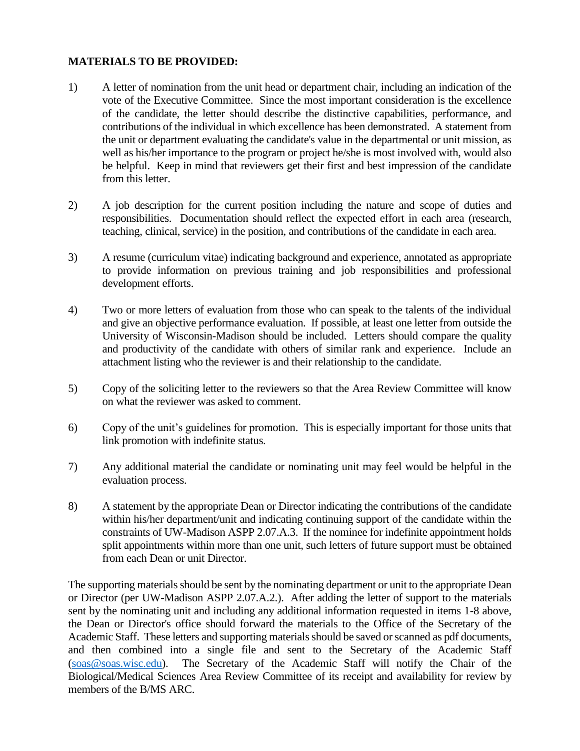**MATERIALS TO BE PROVIDED:**

1) A letter of nomination from the unit head or department chair, including an indication of the vote of the Executive Committee. Since the most important consideration is the excellence of the candidate, the letter should describe the distinctive capabilities, performance, and contributions of the individual in which excellence has been demonstrated. A statement from the unit or department evaluating the candidate's value in the departmental or unit mission, as well as his/her importance to the program or project he/she is most involved with, would also be helpful. Keep in mind that reviewers get their first and best impression of the candidate from this letter.

2) A job description for the current position including the nature and scope of duties and responsibilities. Documentation should reflect the expected effort in each area (research, teaching, clinical, service) in the position, and contributions of the candidate in each area.

3) A resume (curriculum vitae) indicating background and experience, annotated as appropriate to provide information on previous training and job responsibilities and professional development efforts.

4) Two or more letters of evaluation from those who can speak to the talents of the individual and give an objective performance evaluation. If possible, at least one letter from outside the University of Wisconsin-Madison should be included. Letters should compare the quality and productivity of the candidate with others of similar rank and experience. Include an attachment listing who the reviewer is and their relationship to the candidate.

5) Copy of the soliciting letter to the reviewers so that the Area Review Committee will know on what the reviewer was asked to comment.

6) Copy of the unit's guidelines for promotion. This is especially important for those units that link promotion with indefinite status.

7) Any additional material the candidate or nominating unit may feel would be helpful in the evaluation process.

8) A statement by the appropriate Dean or Director indicating the contributions of the candidate within his/her department/unit and indicating continuing support of the candidate within the constraints of UW-Madison ASPP 2.07.A.3. If the nominee for indefinite appointment holds split appointments within more than one unit, such letters of future support must be obtained from each Dean or unit Director.

The supporting materials should be sent by the nominating department or unit to the appropriate Dean or Director (per UW-Madison ASPP 2.07.A.2.). After adding the letter of support to the materials sent by the nominating unit and including any additional information requested in items 1-8 above, the Dean or Director's office should forward the materials to the Office of the Secretary of the Academic Staff. These letters and supporting materials should be saved or scanned as pdf documents, and then combined into a single file and sent to the Secretary of the Academic Staff (soas@soas.wisc.edu). The Secretary of the Academic Staff will notify the Chair of the Biological/Medical Sciences Area Review Committee of its receipt and availability for review by members of the B/MS ARC.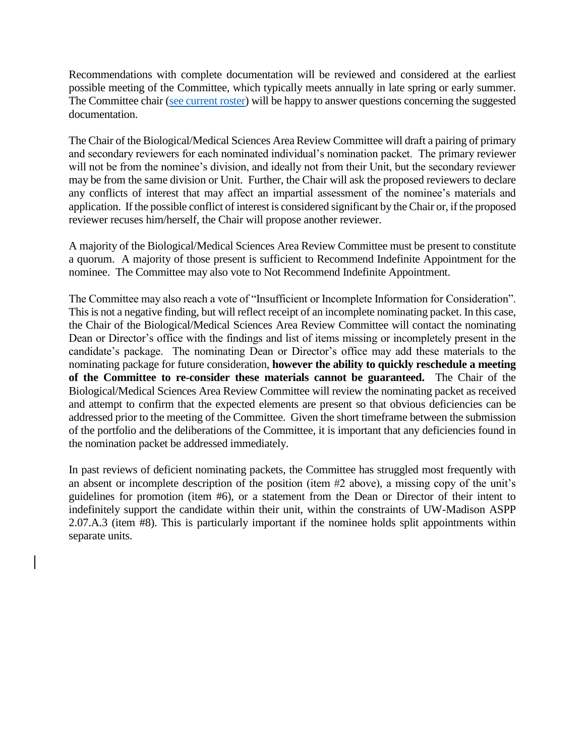Recommendations with complete documentation will be reviewed and considered at the earliest possible meeting of the Committee, which typically meets annually in late spring or early summer. The Committee chair ([see current roster]) will be happy to answer questions concerning the suggested documentation.

The Chair of the Biological/Medical Sciences Area Review Committee will draft a pairing of primary and secondary reviewers for each nominated individual's nomination packet. The primary reviewer will not be from the nominee's division, and ideally not from their Unit, but the secondary reviewer may be from the same division or Unit. Further, the Chair will ask the proposed reviewers to declare any conflicts of interest that may affect an impartial assessment of the nominee's materials and application. If the possible conflict of interest is considered significant by the Chair or, if the proposed reviewer recuses him/herself, the Chair will propose another reviewer.

A majority of the Biological/Medical Sciences Area Review Committee must be present to constitute a quorum. A majority of those present is sufficient to Recommend Indefinite Appointment for the nominee. The Committee may also vote to Not Recommend Indefinite Appointment.

The Committee may also reach a vote of "Insufficient or Incomplete Information for Consideration". This is not a negative finding, but will reflect receipt of an incomplete nominating packet. In this case, the Chair of the Biological/Medical Sciences Area Review Committee will contact the nominating Dean or Director's office with the findings and list of items missing or incompletely present in the candidate's package. The nominating Dean or Director's office may add these materials to the nominating package for future consideration, **however the ability to quickly reschedule a meeting of the Committee to re-consider these materials cannot be guaranteed.** The Chair of the Biological/Medical Sciences Area Review Committee will review the nominating packet as received and attempt to confirm that the expected elements are present so that obvious deficiencies can be addressed prior to the meeting of the Committee. Given the short timeframe between the submission of the portfolio and the deliberations of the Committee, it is important that any deficiencies found in the nomination packet be addressed immediately.

In past reviews of deficient nominating packets, the Committee has struggled most frequently with an absent or incomplete description of the position (item #2 above), a missing copy of the unit's guidelines for promotion (item #6), or a statement from the Dean or Director of their intent to indefinitely support the candidate within their unit, within the constraints of UW-Madison ASPP 2.07.A.3 (item #8). This is particularly important if the nominee holds split appointments within separate units.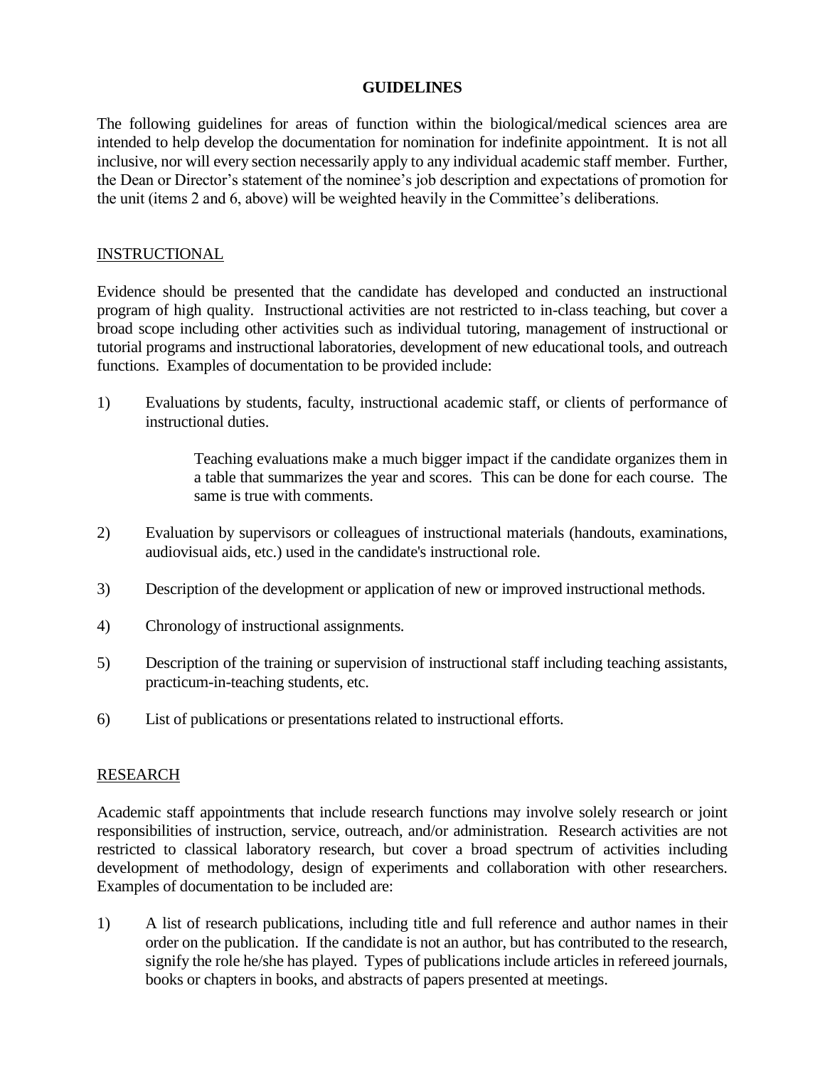# GUIDELINES

The following guidelines for areas of function within the biological/medical sciences area are intended to help develop the documentation for nomination for indefinite appointment. It is not all inclusive, nor will every section necessarily apply to any individual academic staff member. Further, the Dean or Director's statement of the nominee's job description and expectations of promotion for the unit (items 2 and 6, above) will be weighted heavily in the Committee's deliberations.

## INSTRUCTIONAL

Evidence should be presented that the candidate has developed and conducted an instructional program of high quality. Instructional activities are not restricted to in-class teaching, but cover a broad scope including other activities such as individual tutoring, management of instructional or tutorial programs and instructional laboratories, development of new educational tools, and outreach functions. Examples of documentation to be provided include:

1) Evaluations by students, faculty, instructional academic staff, or clients of performance of instructional duties.

   Teaching evaluations make a much bigger impact if the candidate organizes them in a table that summarizes the year and scores. This can be done for each course. The same is true with comments.

2) Evaluation by supervisors or colleagues of instructional materials (handouts, examinations, audiovisual aids, etc.) used in the candidate's instructional role.

3) Description of the development or application of new or improved instructional methods.

4) Chronology of instructional assignments.

5) Description of the training or supervision of instructional staff including teaching assistants, practicum-in-teaching students, etc.

6) List of publications or presentations related to instructional efforts.

## RESEARCH

Academic staff appointments that include research functions may involve solely research or joint responsibilities of instruction, service, outreach, and/or administration. Research activities are not restricted to classical laboratory research, but cover a broad spectrum of activities including development of methodology, design of experiments and collaboration with other researchers. Examples of documentation to be included are:

1) A list of research publications, including title and full reference and author names in their order on the publication. If the candidate is not an author, but has contributed to the research, signify the role he/she has played. Types of publications include articles in refereed journals, books or chapters in books, and abstracts of papers presented at meetings.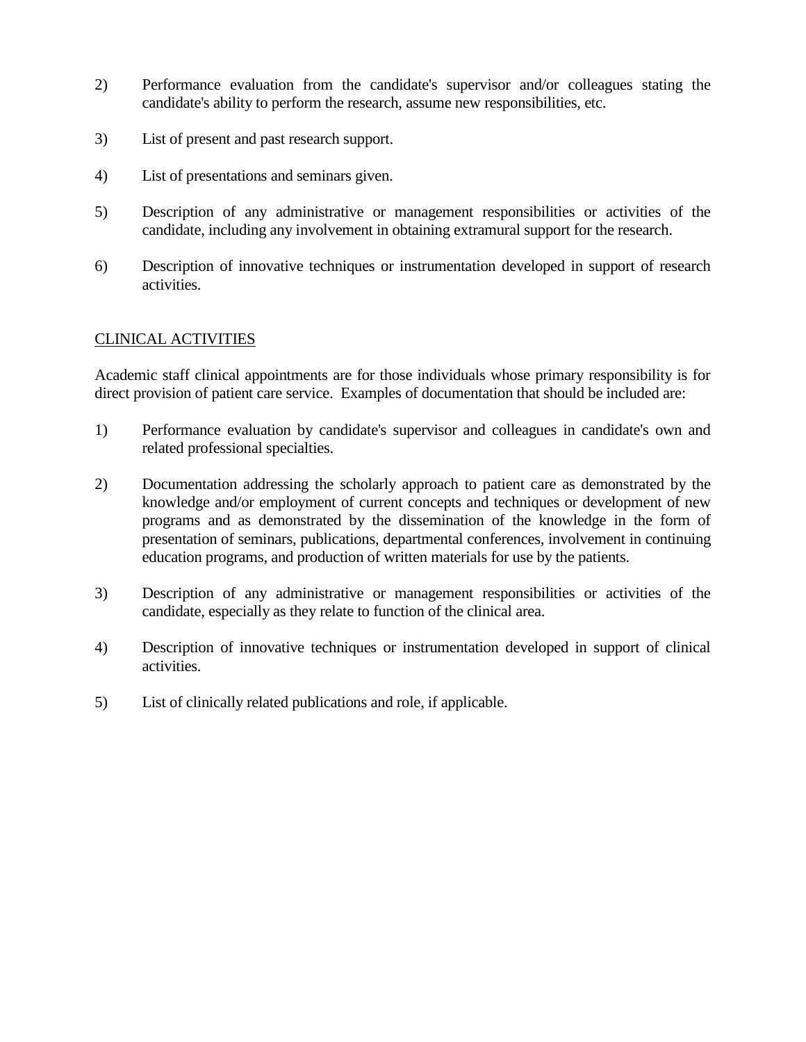2) Performance evaluation from the candidate's supervisor and/or colleagues stating the candidate's ability to perform the research, assume new responsibilities, etc.

3) List of present and past research support.

4) List of presentations and seminars given.

5) Description of any administrative or management responsibilities or activities of the candidate, including any involvement in obtaining extramural support for the research.

6) Description of innovative techniques or instrumentation developed in support of research activities.

## CLINICAL ACTIVITIES

Academic staff clinical appointments are for those individuals whose primary responsibility is for direct provision of patient care service. Examples of documentation that should be included are:

1) Performance evaluation by candidate's supervisor and colleagues in candidate's own and related professional specialties.

2) Documentation addressing the scholarly approach to patient care as demonstrated by the knowledge and/or employment of current concepts and techniques or development of new programs and as demonstrated by the dissemination of the knowledge in the form of presentation of seminars, publications, departmental conferences, involvement in continuing education programs, and production of written materials for use by the patients.

3) Description of any administrative or management responsibilities or activities of the candidate, especially as they relate to function of the clinical area.

4) Description of innovative techniques or instrumentation developed in support of clinical activities.

5) List of clinically related publications and role, if applicable.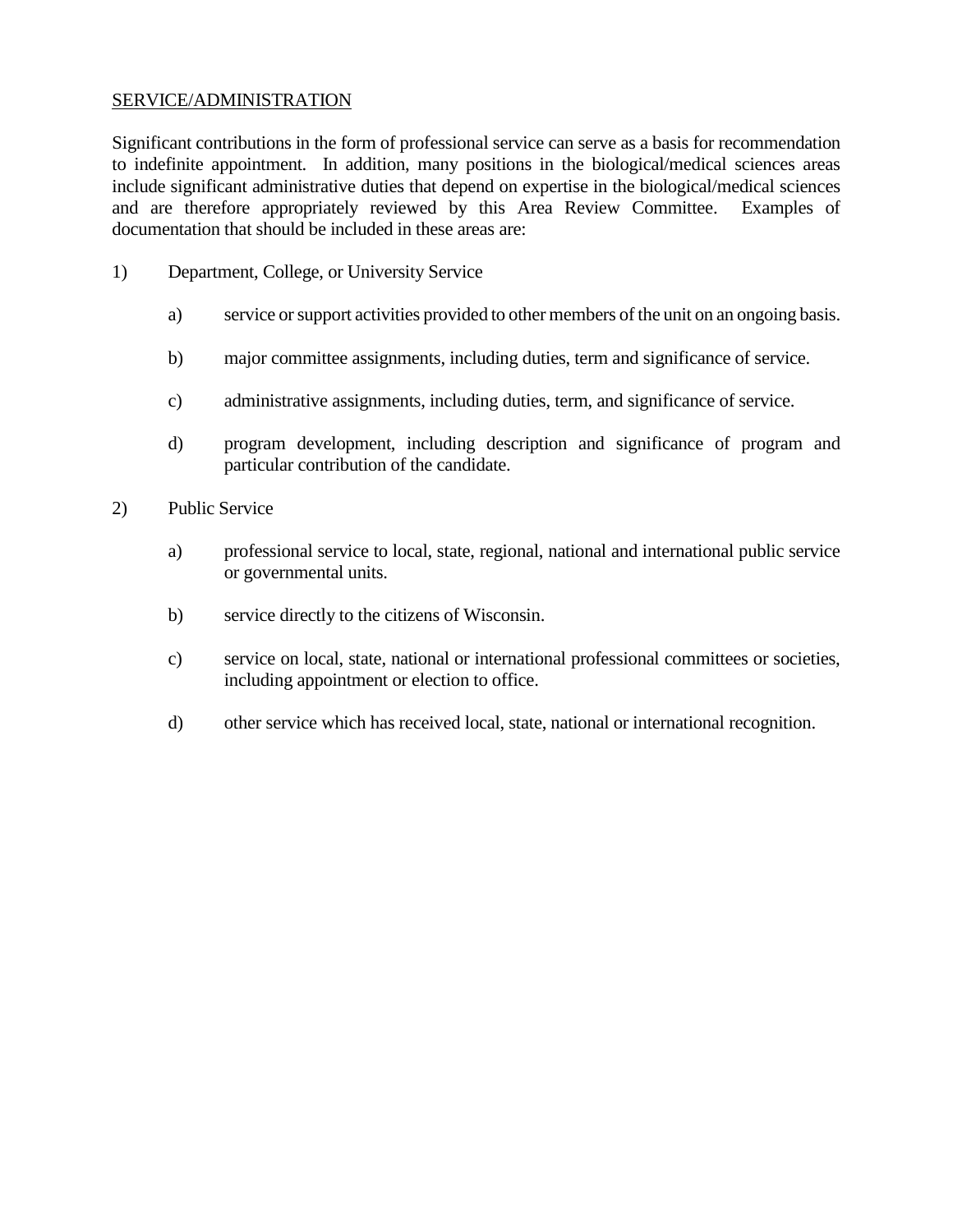## SERVICE/ADMINISTRATION

Significant contributions in the form of professional service can serve as a basis for recommendation to indefinite appointment. In addition, many positions in the biological/medical sciences areas include significant administrative duties that depend on expertise in the biological/medical sciences and are therefore appropriately reviewed by this Area Review Committee. Examples of documentation that should be included in these areas are:

1) Department, College, or University Service

   a) service or support activities provided to other members of the unit on an ongoing basis.

   b) major committee assignments, including duties, term and significance of service.

   c) administrative assignments, including duties, term, and significance of service.

   d) program development, including description and significance of program and particular contribution of the candidate.

2) Public Service

   a) professional service to local, state, regional, national and international public service or governmental units.

   b) service directly to the citizens of Wisconsin.

   c) service on local, state, national or international professional committees or societies, including appointment or election to office.

   d) other service which has received local, state, national or international recognition.